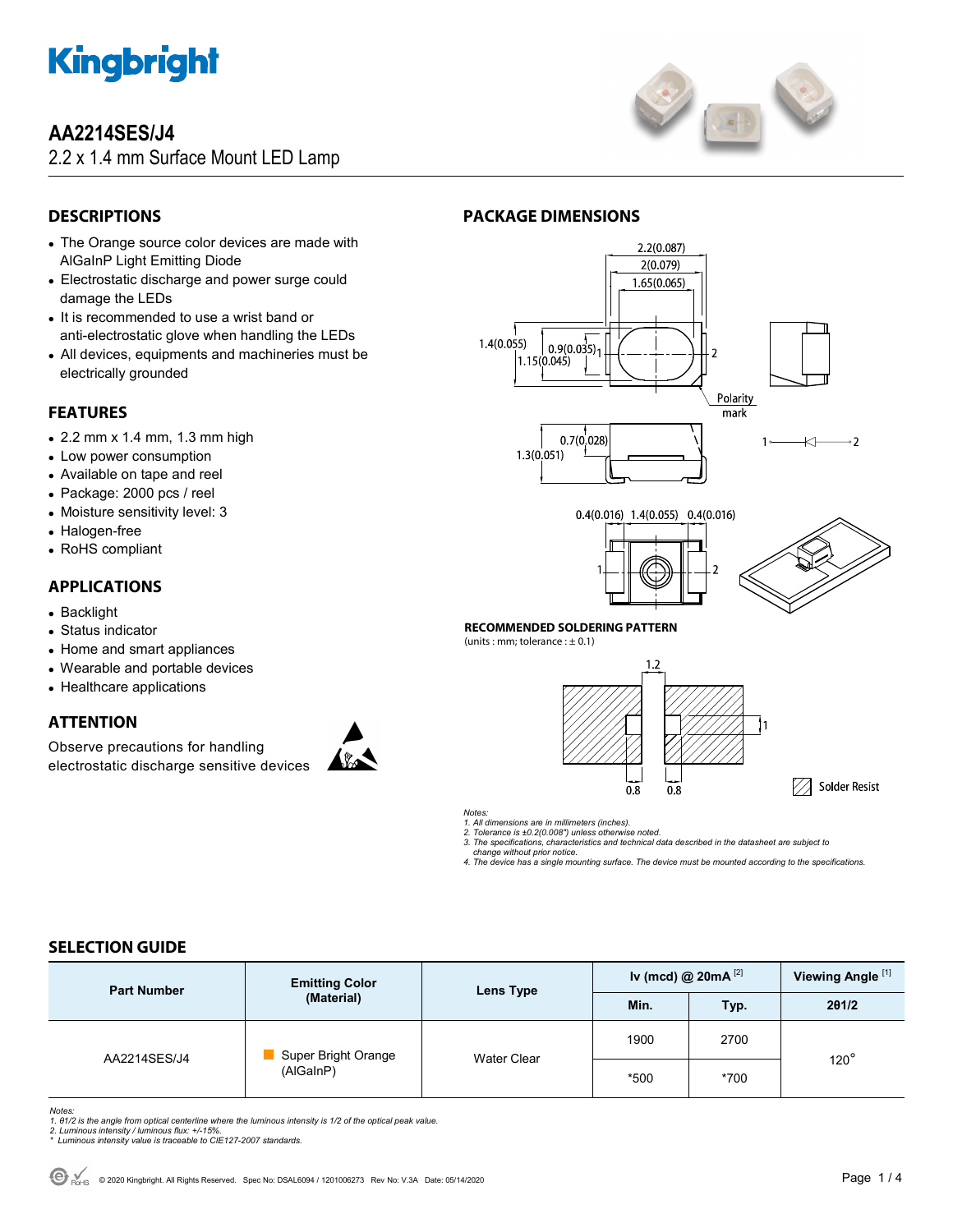# AA2214SES/J4

2.2 x 1.4 mm Surface Mount LED Lamp

## DESCRIPTIONS

- The Orange source color devices are made with AlGaInP Light Emitting Diode
- Electrostatic discharge and power surge could damage the LEDs
- It is recommended to use a wrist band or anti-electrostatic glove when handling the LEDs
- All devices, equipments and machineries must be electrically grounded

## FEATURES

- 2.2 mm x 1.4 mm, 1.3 mm high
- Low power consumption
- Available on tape and reel
- Package: 2000 pcs / reel
- Moisture sensitivity level: 3
- Halogen-free
- RoHS compliant

## APPLICATIONS

- Backlight
- Status indicator
- Home and smart appliances
- Wearable and portable devices
- Healthcare applications

## ATTENTION

Observe precautions for handling electrostatic discharge sensitive devices

## PACKAGE DIMENSIONS

2.2(0.087)
2(0.079)
1.65(0.065)
1.4(0.055)
0.9(0.035)
1.15(0.045)
Polarity mark
0.7(0.028)
1.3(0.051)
0.4(0.016) 1.4(0.055) 0.4(0.016)

**RECOMMENDED SOLDERING PATTERN**
(units : mm; tolerance : ± 0.1)

1.2
1
0.8 0.8
Solder Resist

*Notes:*
*1. All dimensions are in millimeters (inches).*
*2. Tolerance is ±0.2(0.008") unless otherwise noted.*
*3. The specifications, characteristics and technical data described in the datasheet are subject to change without prior notice.*
*4. The device has a single mounting surface. The device must be mounted according to the specifications.*

## SELECTION GUIDE

| Part Number | Emitting Color (Material) | Lens Type | Iv (mcd) @ 20mA [2] | | Viewing Angle [1] |
|---|---|---|---|---|---|
| | | | Min. | Typ. | 2θ1/2 |
| AA2214SES/J4 | Super Bright Orange (AlGaInP) | Water Clear | 1900 | 2700 | 120° |
| | | | *500 | *700 | |

*Notes:*
*1. θ1/2 is the angle from optical centerline where the luminous intensity is 1/2 of the optical peak value.*
*2. Luminous intensity / luminous flux: +/-15%.*
*\* Luminous intensity value is traceable to CIE127-2007 standards.*

© 2020 Kingbright. All Rights Reserved. Spec No: DSAL6094 / 1201006273 Rev No: V.3A Date: 05/14/2020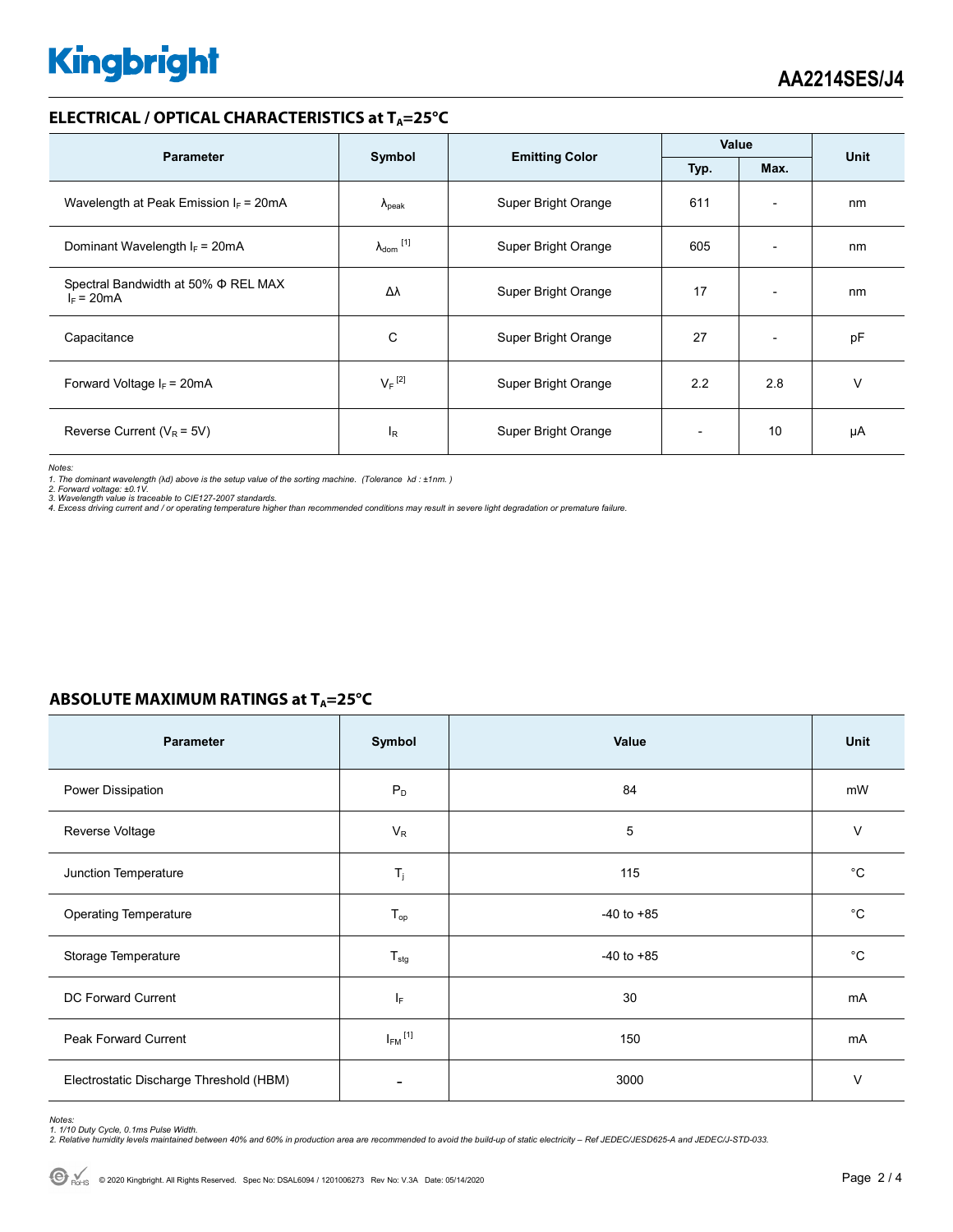## ELECTRICAL / OPTICAL CHARACTERISTICS at $T_A$=25°C

| Parameter | Symbol | Emitting Color | Value | | Unit |
|---|---|---|---|---|---|
| | | | Typ. | Max. | |
| Wavelength at Peak Emission $I_F$ = 20mA | $\lambda_{peak}$ | Super Bright Orange | 611 | - | nm |
| Dominant Wavelength $I_F$ = 20mA | $\lambda_{dom}$ [1] | Super Bright Orange | 605 | - | nm |
| Spectral Bandwidth at 50% Φ REL MAX $I_F$ = 20mA | Δλ | Super Bright Orange | 17 | - | nm |
| Capacitance | C | Super Bright Orange | 27 | - | pF |
| Forward Voltage $I_F$ = 20mA | $V_F$ [2] | Super Bright Orange | 2.2 | 2.8 | V |
| Reverse Current ($V_R$ = 5V) | $I_R$ | Super Bright Orange | - | 10 | µA |

*Notes:*
*1. The dominant wavelength (λd) above is the setup value of the sorting machine. (Tolerance λd : ±1nm. )*
*2. Forward voltage: ±0.1V.*
*3. Wavelength value is traceable to CIE127-2007 standards.*
*4. Excess driving current and / or operating temperature higher than recommended conditions may result in severe light degradation or premature failure.*

## ABSOLUTE MAXIMUM RATINGS at $T_A$=25°C

| Parameter | Symbol | Value | Unit |
|---|---|---|---|
| Power Dissipation | $P_D$ | 84 | mW |
| Reverse Voltage | $V_R$ | 5 | V |
| Junction Temperature | $T_j$ | 115 | °C |
| Operating Temperature | $T_{op}$ | -40 to +85 | °C |
| Storage Temperature | $T_{stg}$ | -40 to +85 | °C |
| DC Forward Current | $I_F$ | 30 | mA |
| Peak Forward Current | $I_{FM}$ [1] | 150 | mA |
| Electrostatic Discharge Threshold (HBM) | - | 3000 | V |

*Notes:*
*1. 1/10 Duty Cycle, 0.1ms Pulse Width.*
*2. Relative humidity levels maintained between 40% and 60% in production area are recommended to avoid the build-up of static electricity – Ref JEDEC/JESD625-A and JEDEC/J-STD-033.*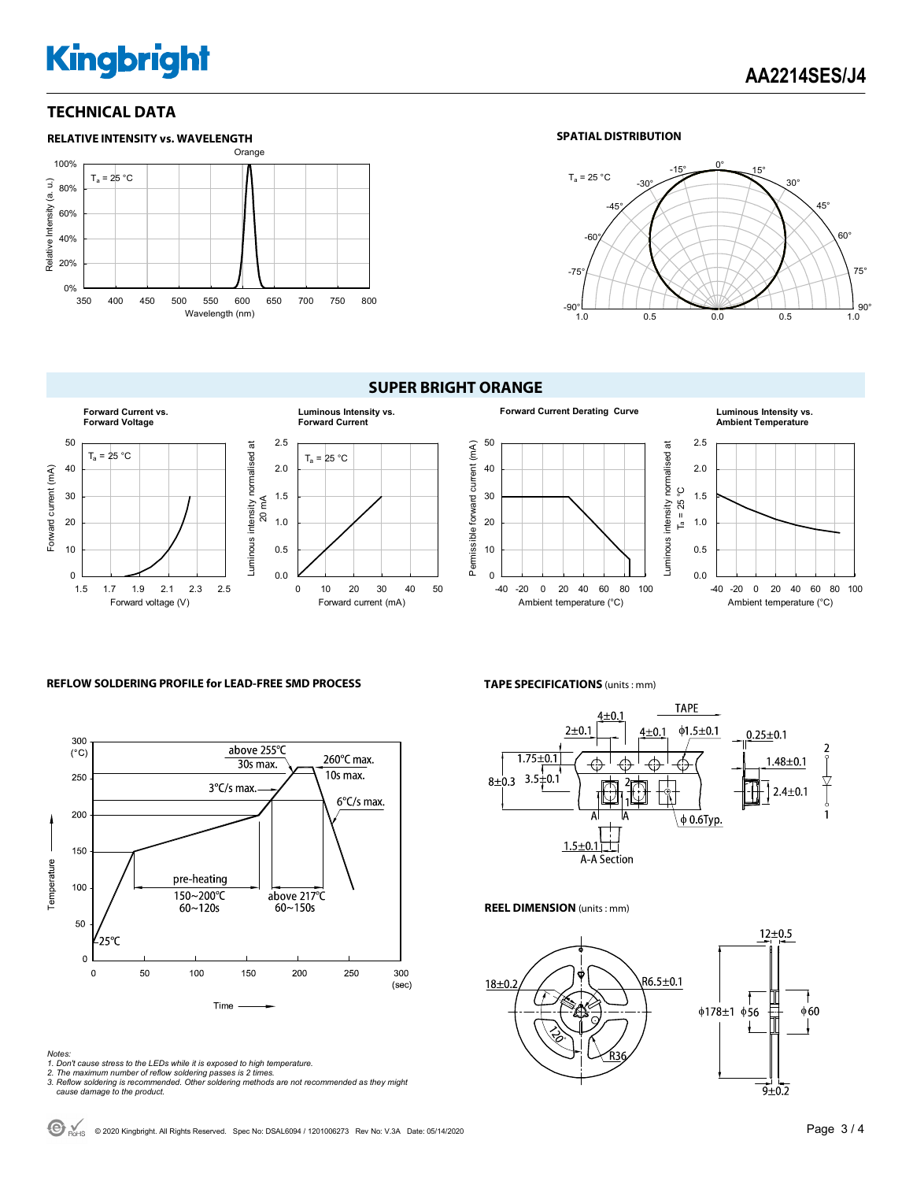## TECHNICAL DATA

### RELATIVE INTENSITY vs. WAVELENGTH

Orange

$T_a$ = 25 °C

Relative Intensity (a. u.)

Wavelength (nm)

### SPATIAL DISTRIBUTION

$T_a$ = 25 °C

## SUPER BRIGHT ORANGE

**Forward Current vs. Forward Voltage**

$T_a$ = 25 °C

Foward current (mA)

Forward voltage (V)

**Luminous Intensity vs. Forward Current**

$T_a$ = 25 °C

Luminous intensity normalised at 20 mA

Forward current (mA)

**Forward Current Derating Curve**

Permissible forward current (mA)

Ambient temperature (°C)

**Luminous Intensity vs. Ambient Temperature**

Luminous intensity normalised at $T_a$ = 25 °C

Ambient temperature (°C)

### REFLOW SOLDERING PROFILE for LEAD-FREE SMD PROCESS

above 255°C 30s max.

260°C max. 10s max.

3°C/s max.

6°C/s max.

pre-heating 150~200°C 60~120s

above 217°C 60~150s

25°C

Temperature (°C)

Time (sec)

*Notes:*
*1. Don't cause stress to the LEDs while it is exposed to high temperature.*
*2. The maximum number of reflow soldering passes is 2 times.*
*3. Reflow soldering is recommended. Other soldering methods are not recommended as they might cause damage to the product.*

### TAPE SPECIFICATIONS (units : mm)

TAPE

4±0.1, 2±0.1, 4±0.1, ϕ1.5±0.1, 0.25±0.1, 1.75±0.1, 1.48±0.1, 8±0.3, 3.5±0.1, 2.4±0.1, ϕ 0.6Typ., 1.5±0.1

A-A Section

### REEL DIMENSION (units : mm)

18±0.2, R6.5±0.1, 120°, R36, 12±0.5, ϕ178±1, ϕ56, ϕ60, 9±0.2

© 2020 Kingbright. All Rights Reserved. Spec No: DSAL6094 / 1201006273 Rev No: V.3A Date: 05/14/2020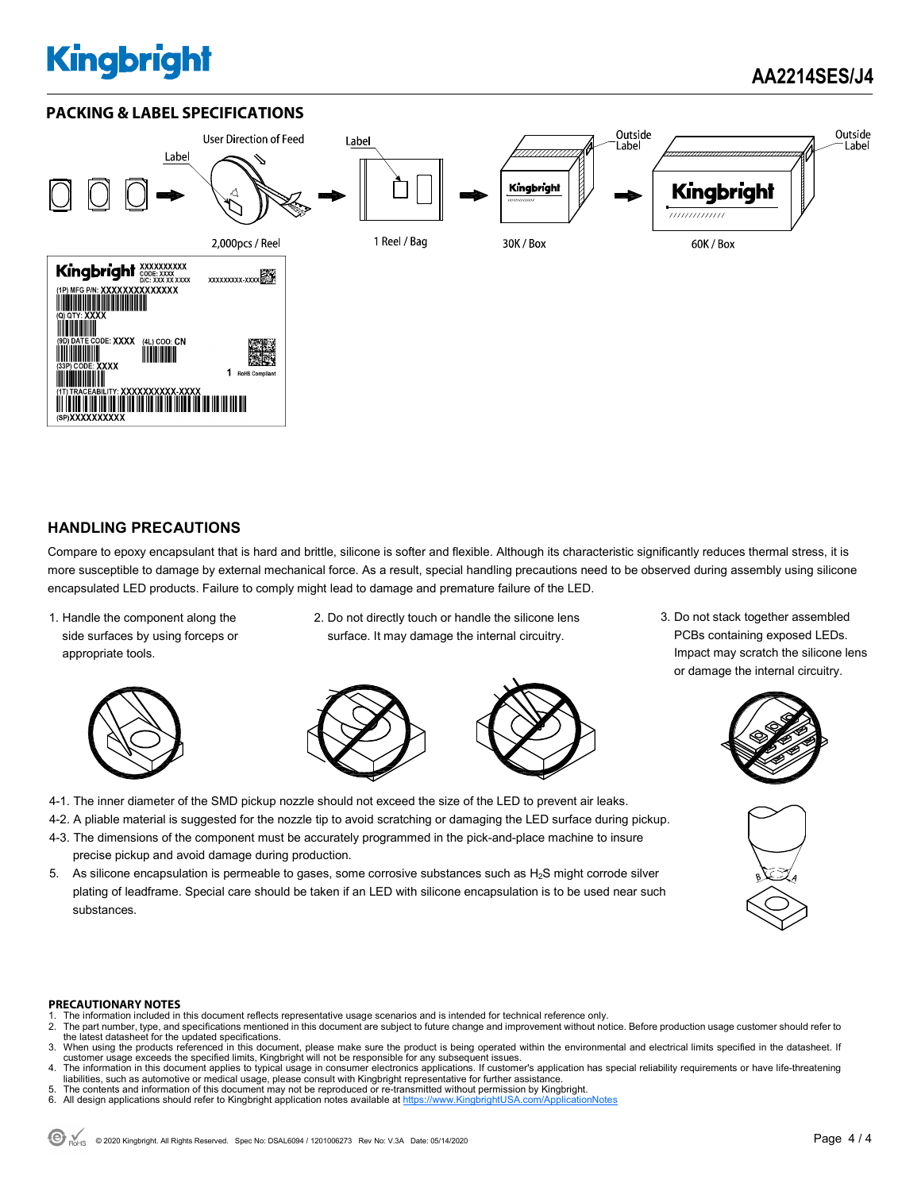## PACKING & LABEL SPECIFICATIONS

User Direction of Feed

Label

Label

Outside Label

Outside Label

2,000pcs / Reel

1 Reel / Bag

30K / Box

60K / Box

## HANDLING PRECAUTIONS

Compare to epoxy encapsulant that is hard and brittle, silicone is softer and flexible. Although its characteristic significantly reduces thermal stress, it is more susceptible to damage by external mechanical force. As a result, special handling precautions need to be observed during assembly using silicone encapsulated LED products. Failure to comply might lead to damage and premature failure of the LED.

1. Handle the component along the side surfaces by using forceps or appropriate tools.
2. Do not directly touch or handle the silicone lens surface. It may damage the internal circuitry.
3. Do not stack together assembled PCBs containing exposed LEDs. Impact may scratch the silicone lens or damage the internal circuitry.

4-1. The inner diameter of the SMD pickup nozzle should not exceed the size of the LED to prevent air leaks.

4-2. A pliable material is suggested for the nozzle tip to avoid scratching or damaging the LED surface during pickup.

4-3. The dimensions of the component must be accurately programmed in the pick-and-place machine to insure precise pickup and avoid damage during production.

5. As silicone encapsulation is permeable to gases, some corrosive substances such as $H_2S$ might corrode silver plating of leadframe. Special care should be taken if an LED with silicone encapsulation is to be used near such substances.

### PRECAUTIONARY NOTES

1. The information included in this document reflects representative usage scenarios and is intended for technical reference only.
2. The part number, type, and specifications mentioned in this document are subject to future change and improvement without notice. Before production usage customer should refer to the latest datasheet for the updated specifications.
3. When using the products referenced in this document, please make sure the product is being operated within the environmental and electrical limits specified in the datasheet. If customer usage exceeds the specified limits, Kingbright will not be responsible for any subsequent issues.
4. The information in this document applies to typical usage in consumer electronics applications. If customer's application has special reliability requirements or have life-threatening liabilities, such as automotive or medical usage, please consult with Kingbright representative for further assistance.
5. The contents and information of this document may not be reproduced or re-transmitted without permission by Kingbright.
6. All design applications should refer to Kingbright application notes available at https://www.KingbrightUSA.com/ApplicationNotes

© 2020 Kingbright. All Rights Reserved. Spec No: DSAL6094 / 1201006273 Rev No: V.3A Date: 05/14/2020